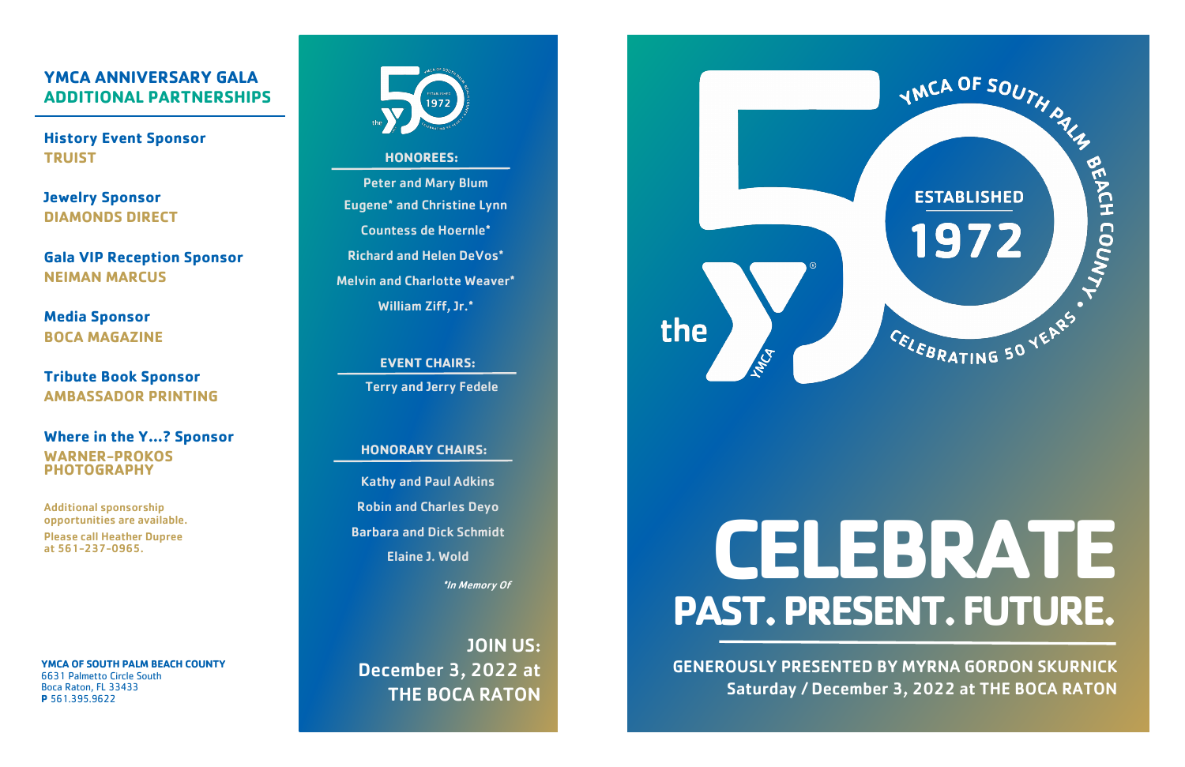## YMCA ANNIVERSARY GALA ADDITIONAL PARTNERSHIPS

**History Event Sponsor**
TRUIST

**Jewelry Sponsor**
DIAMONDS DIRECT

**Gala VIP Reception Sponsor**
NEIMAN MARCUS

**Media Sponsor**
BOCA MAGAZINE

**Tribute Book Sponsor**
AMBASSADOR PRINTING

**Where in the Y...? Sponsor**
WARNER-PROKOS PHOTOGRAPHY

Additional sponsorship opportunities are available.
Please call Heather Dupree at 561-237-0965.

**YMCA OF SOUTH PALM BEACH COUNTY**
6631 Palmetto Circle South
Boca Raton, FL 33433
**P** 561.395.9622

### HONOREES:

Peter and Mary Blum
Eugene* and Christine Lynn
Countess de Hoernle*
Richard and Helen DeVos*
Melvin and Charlotte Weaver*
William Ziff, Jr.*

### EVENT CHAIRS:

Terry and Jerry Fedele

### HONORARY CHAIRS:

Kathy and Paul Adkins
Robin and Charles Deyo
Barbara and Dick Schmidt
Elaine J. Wold

*\*In Memory Of*

**JOIN US:**
**December 3, 2022 at THE BOCA RATON**

the YMCA 50 — YMCA OF SOUTH PALM BEACH COUNTY • ESTABLISHED 1972 • CELEBRATING 50 YEARS

# CELEBRATE
## PAST. PRESENT. FUTURE.

**GENEROUSLY PRESENTED BY MYRNA GORDON SKURNICK**
**Saturday / December 3, 2022 at THE BOCA RATON**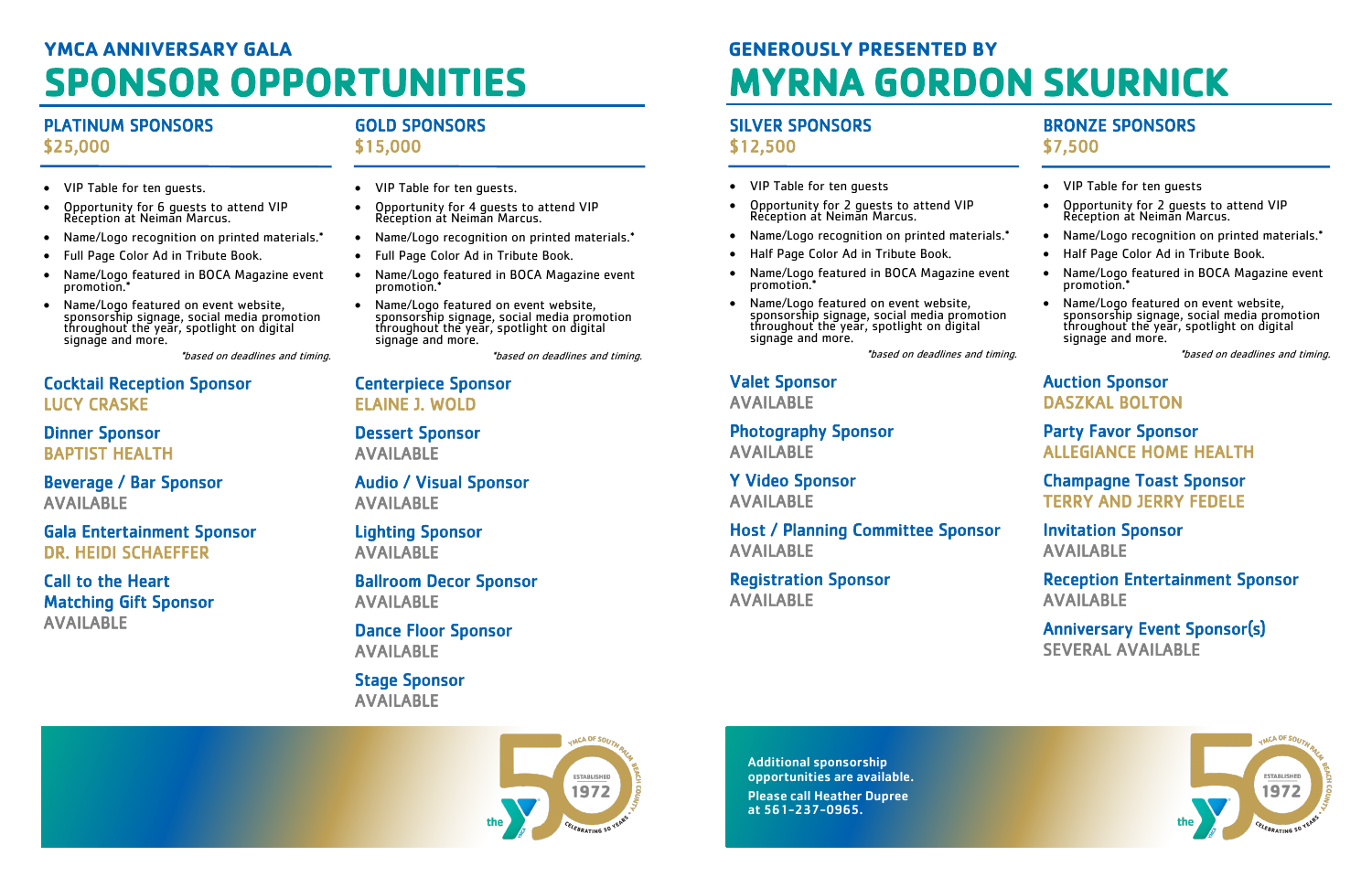# YMCA ANNIVERSARY GALA
# SPONSOR OPPORTUNITIES

# GENEROUSLY PRESENTED BY
# MYRNA GORDON SKURNICK

## PLATINUM SPONSORS
### $25,000

- VIP Table for ten guests.
- Opportunity for 6 guests to attend VIP Reception at Neiman Marcus.
- Name/Logo recognition on printed materials.*
- Full Page Color Ad in Tribute Book.
- Name/Logo featured in BOCA Magazine event promotion.*
- Name/Logo featured on event website, sponsorship signage, social media promotion throughout the year, spotlight on digital signage and more.

*\*based on deadlines and timing.*

**Cocktail Reception Sponsor**
LUCY CRASKE

**Dinner Sponsor**
BAPTIST HEALTH

**Beverage / Bar Sponsor**
AVAILABLE

**Gala Entertainment Sponsor**
DR. HEIDI SCHAEFFER

**Call to the Heart Matching Gift Sponsor**
AVAILABLE

## GOLD SPONSORS
### $15,000

- VIP Table for ten guests.
- Opportunity for 4 guests to attend VIP Reception at Neiman Marcus.
- Name/Logo recognition on printed materials.*
- Full Page Color Ad in Tribute Book.
- Name/Logo featured in BOCA Magazine event promotion.*
- Name/Logo featured on event website, sponsorship signage, social media promotion throughout the year, spotlight on digital signage and more.

*\*based on deadlines and timing.*

**Centerpiece Sponsor**
ELAINE J. WOLD

**Dessert Sponsor**
AVAILABLE

**Audio / Visual Sponsor**
AVAILABLE

**Lighting Sponsor**
AVAILABLE

**Ballroom Decor Sponsor**
AVAILABLE

**Dance Floor Sponsor**
AVAILABLE

**Stage Sponsor**
AVAILABLE

## SILVER SPONSORS
### $12,500

- VIP Table for ten guests
- Opportunity for 2 guests to attend VIP Reception at Neiman Marcus.
- Name/Logo recognition on printed materials.*
- Half Page Color Ad in Tribute Book.
- Name/Logo featured in BOCA Magazine event promotion.*
- Name/Logo featured on event website, sponsorship signage, social media promotion throughout the year, spotlight on digital signage and more.

*\*based on deadlines and timing.*

**Valet Sponsor**
AVAILABLE

**Photography Sponsor**
AVAILABLE

**Y Video Sponsor**
AVAILABLE

**Host / Planning Committee Sponsor**
AVAILABLE

**Registration Sponsor**
AVAILABLE

## BRONZE SPONSORS
### $7,500

- VIP Table for ten guests
- Opportunity for 2 guests to attend VIP Reception at Neiman Marcus.
- Name/Logo recognition on printed materials.*
- Half Page Color Ad in Tribute Book.
- Name/Logo featured in BOCA Magazine event promotion.*
- Name/Logo featured on event website, sponsorship signage, social media promotion throughout the year, spotlight on digital signage and more.

*\*based on deadlines and timing.*

**Auction Sponsor**
DASZKAL BOLTON

**Party Favor Sponsor**
ALLEGIANCE HOME HEALTH

**Champagne Toast Sponsor**
TERRY AND JERRY FEDELE

**Invitation Sponsor**
AVAILABLE

**Reception Entertainment Sponsor**
AVAILABLE

**Anniversary Event Sponsor(s)**
SEVERAL AVAILABLE

**Additional sponsorship opportunities are available.**

**Please call Heather Dupree at 561-237-0965.**

the Y — YMCA OF SOUTH PALM BEACH COUNTY — ESTABLISHED 1972 — CELEBRATING 50 YEARS